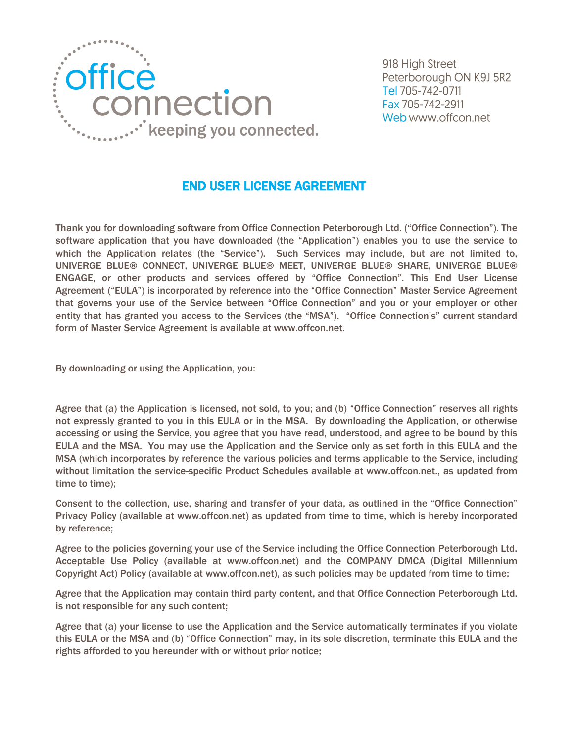office connection
keeping you connected.

918 High Street
Peterborough ON K9J 5R2
Tel 705-742-0711
Fax 705-742-2911
Web www.offcon.net

# END USER LICENSE AGREEMENT

Thank you for downloading software from Office Connection Peterborough Ltd. ("Office Connection"). The software application that you have downloaded (the "Application") enables you to use the service to which the Application relates (the "Service"). Such Services may include, but are not limited to, UNIVERGE BLUE® CONNECT, UNIVERGE BLUE® MEET, UNIVERGE BLUE® SHARE, UNIVERGE BLUE® ENGAGE, or other products and services offered by "Office Connection". This End User License Agreement ("EULA") is incorporated by reference into the "Office Connection" Master Service Agreement that governs your use of the Service between "Office Connection" and you or your employer or other entity that has granted you access to the Services (the "MSA"). "Office Connection's" current standard form of Master Service Agreement is available at www.offcon.net.

By downloading or using the Application, you:

Agree that (a) the Application is licensed, not sold, to you; and (b) "Office Connection" reserves all rights not expressly granted to you in this EULA or in the MSA. By downloading the Application, or otherwise accessing or using the Service, you agree that you have read, understood, and agree to be bound by this EULA and the MSA. You may use the Application and the Service only as set forth in this EULA and the MSA (which incorporates by reference the various policies and terms applicable to the Service, including without limitation the service-specific Product Schedules available at www.offcon.net., as updated from time to time);

Consent to the collection, use, sharing and transfer of your data, as outlined in the "Office Connection" Privacy Policy (available at www.offcon.net) as updated from time to time, which is hereby incorporated by reference;

Agree to the policies governing your use of the Service including the Office Connection Peterborough Ltd. Acceptable Use Policy (available at www.offcon.net) and the COMPANY DMCA (Digital Millennium Copyright Act) Policy (available at www.offcon.net), as such policies may be updated from time to time;

Agree that the Application may contain third party content, and that Office Connection Peterborough Ltd. is not responsible for any such content;

Agree that (a) your license to use the Application and the Service automatically terminates if you violate this EULA or the MSA and (b) "Office Connection" may, in its sole discretion, terminate this EULA and the rights afforded to you hereunder with or without prior notice;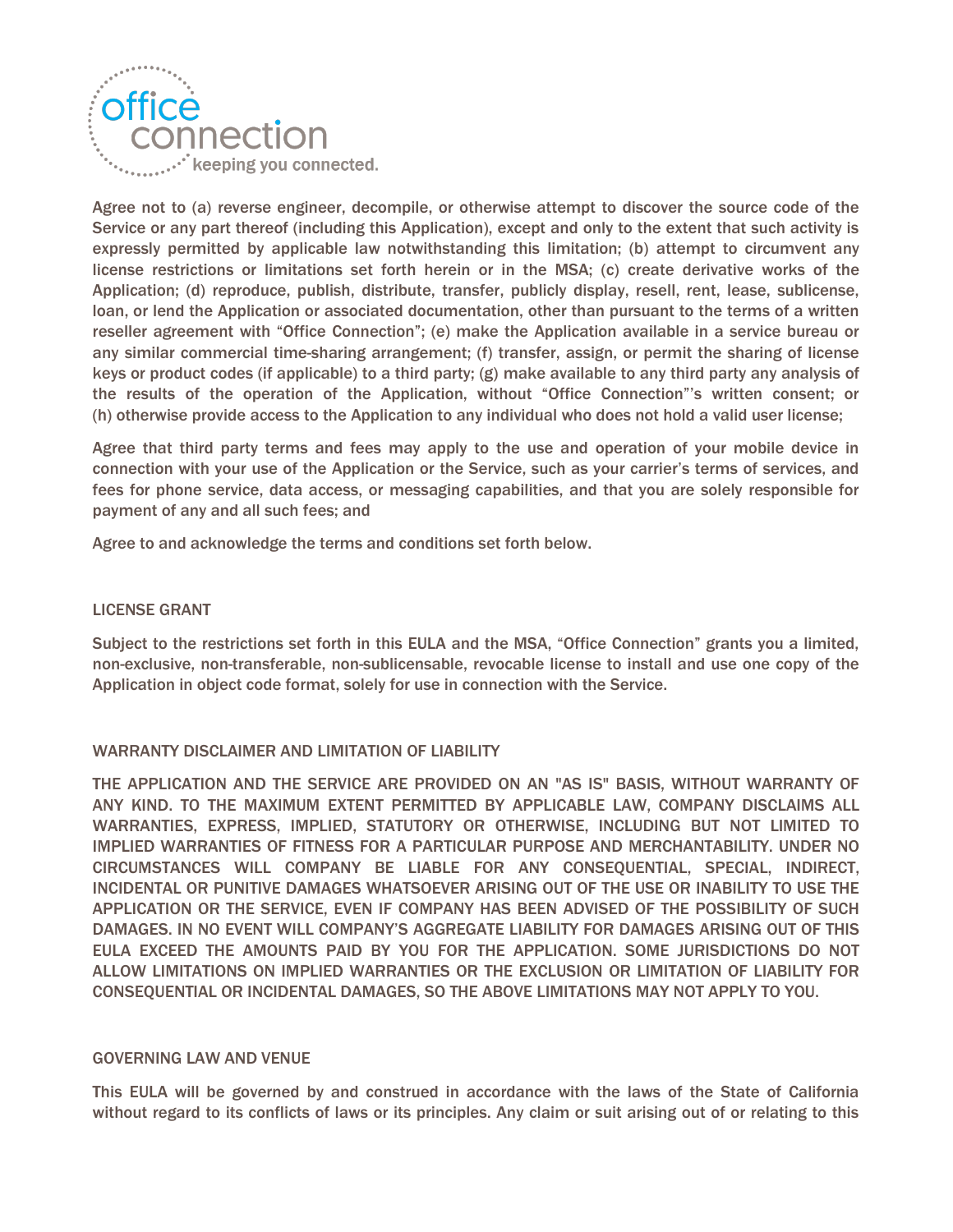Agree not to (a) reverse engineer, decompile, or otherwise attempt to discover the source code of the Service or any part thereof (including this Application), except and only to the extent that such activity is expressly permitted by applicable law notwithstanding this limitation; (b) attempt to circumvent any license restrictions or limitations set forth herein or in the MSA; (c) create derivative works of the Application; (d) reproduce, publish, distribute, transfer, publicly display, resell, rent, lease, sublicense, loan, or lend the Application or associated documentation, other than pursuant to the terms of a written reseller agreement with "Office Connection"; (e) make the Application available in a service bureau or any similar commercial time-sharing arrangement; (f) transfer, assign, or permit the sharing of license keys or product codes (if applicable) to a third party; (g) make available to any third party any analysis of the results of the operation of the Application, without "Office Connection"'s written consent; or (h) otherwise provide access to the Application to any individual who does not hold a valid user license;

Agree that third party terms and fees may apply to the use and operation of your mobile device in connection with your use of the Application or the Service, such as your carrier's terms of services, and fees for phone service, data access, or messaging capabilities, and that you are solely responsible for payment of any and all such fees; and

Agree to and acknowledge the terms and conditions set forth below.

## LICENSE GRANT

Subject to the restrictions set forth in this EULA and the MSA, "Office Connection" grants you a limited, non-exclusive, non-transferable, non-sublicensable, revocable license to install and use one copy of the Application in object code format, solely for use in connection with the Service.

## WARRANTY DISCLAIMER AND LIMITATION OF LIABILITY

THE APPLICATION AND THE SERVICE ARE PROVIDED ON AN "AS IS" BASIS, WITHOUT WARRANTY OF ANY KIND. TO THE MAXIMUM EXTENT PERMITTED BY APPLICABLE LAW, COMPANY DISCLAIMS ALL WARRANTIES, EXPRESS, IMPLIED, STATUTORY OR OTHERWISE, INCLUDING BUT NOT LIMITED TO IMPLIED WARRANTIES OF FITNESS FOR A PARTICULAR PURPOSE AND MERCHANTABILITY. UNDER NO CIRCUMSTANCES WILL COMPANY BE LIABLE FOR ANY CONSEQUENTIAL, SPECIAL, INDIRECT, INCIDENTAL OR PUNITIVE DAMAGES WHATSOEVER ARISING OUT OF THE USE OR INABILITY TO USE THE APPLICATION OR THE SERVICE, EVEN IF COMPANY HAS BEEN ADVISED OF THE POSSIBILITY OF SUCH DAMAGES. IN NO EVENT WILL COMPANY'S AGGREGATE LIABILITY FOR DAMAGES ARISING OUT OF THIS EULA EXCEED THE AMOUNTS PAID BY YOU FOR THE APPLICATION. SOME JURISDICTIONS DO NOT ALLOW LIMITATIONS ON IMPLIED WARRANTIES OR THE EXCLUSION OR LIMITATION OF LIABILITY FOR CONSEQUENTIAL OR INCIDENTAL DAMAGES, SO THE ABOVE LIMITATIONS MAY NOT APPLY TO YOU.

## GOVERNING LAW AND VENUE

This EULA will be governed by and construed in accordance with the laws of the State of California without regard to its conflicts of laws or its principles. Any claim or suit arising out of or relating to this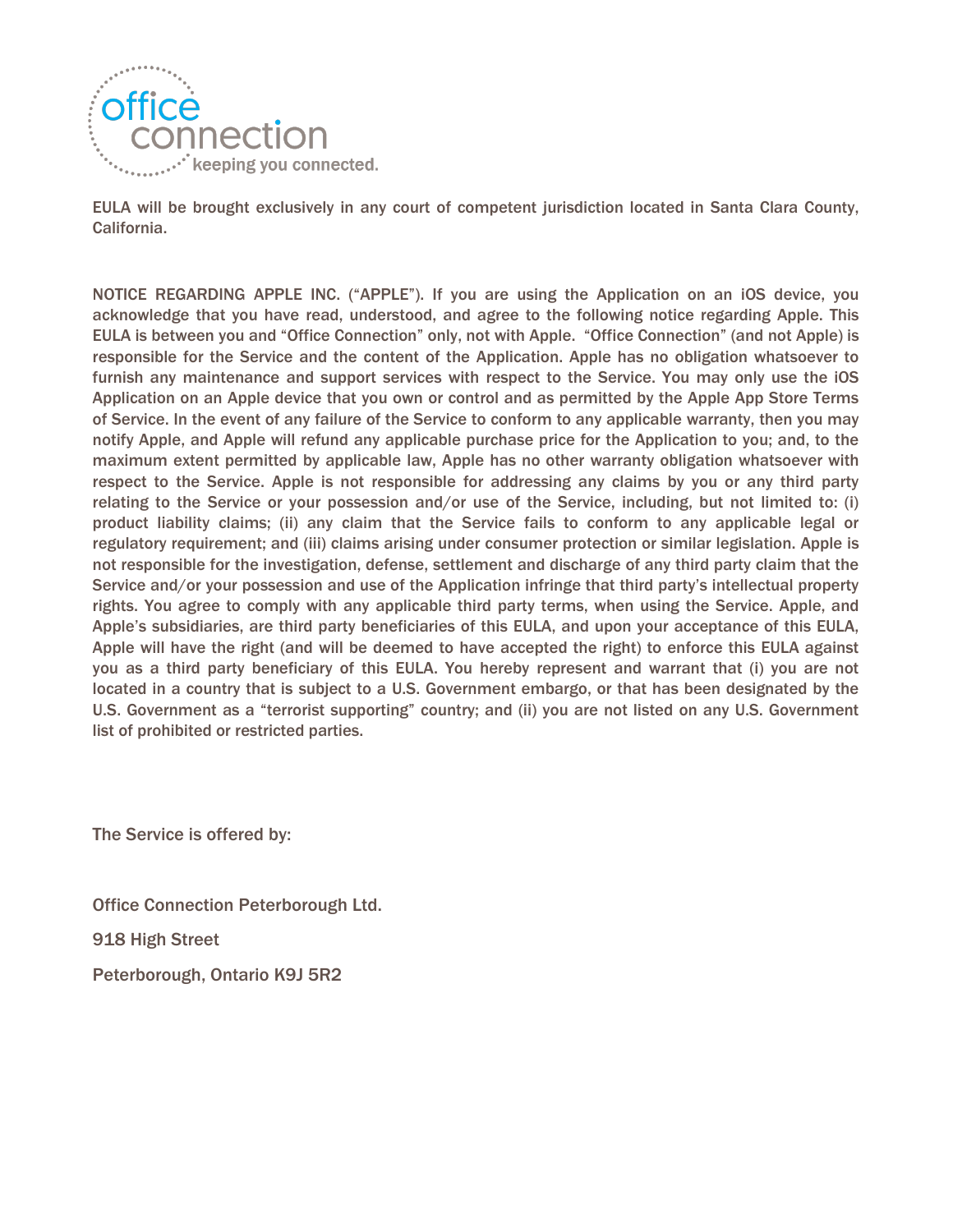EULA will be brought exclusively in any court of competent jurisdiction located in Santa Clara County, California.

NOTICE REGARDING APPLE INC. ("APPLE"). If you are using the Application on an iOS device, you acknowledge that you have read, understood, and agree to the following notice regarding Apple. This EULA is between you and "Office Connection" only, not with Apple. "Office Connection" (and not Apple) is responsible for the Service and the content of the Application. Apple has no obligation whatsoever to furnish any maintenance and support services with respect to the Service. You may only use the iOS Application on an Apple device that you own or control and as permitted by the Apple App Store Terms of Service. In the event of any failure of the Service to conform to any applicable warranty, then you may notify Apple, and Apple will refund any applicable purchase price for the Application to you; and, to the maximum extent permitted by applicable law, Apple has no other warranty obligation whatsoever with respect to the Service. Apple is not responsible for addressing any claims by you or any third party relating to the Service or your possession and/or use of the Service, including, but not limited to: (i) product liability claims; (ii) any claim that the Service fails to conform to any applicable legal or regulatory requirement; and (iii) claims arising under consumer protection or similar legislation. Apple is not responsible for the investigation, defense, settlement and discharge of any third party claim that the Service and/or your possession and use of the Application infringe that third party's intellectual property rights. You agree to comply with any applicable third party terms, when using the Service. Apple, and Apple's subsidiaries, are third party beneficiaries of this EULA, and upon your acceptance of this EULA, Apple will have the right (and will be deemed to have accepted the right) to enforce this EULA against you as a third party beneficiary of this EULA. You hereby represent and warrant that (i) you are not located in a country that is subject to a U.S. Government embargo, or that has been designated by the U.S. Government as a "terrorist supporting" country; and (ii) you are not listed on any U.S. Government list of prohibited or restricted parties.

The Service is offered by:

Office Connection Peterborough Ltd.

918 High Street

Peterborough, Ontario K9J 5R2